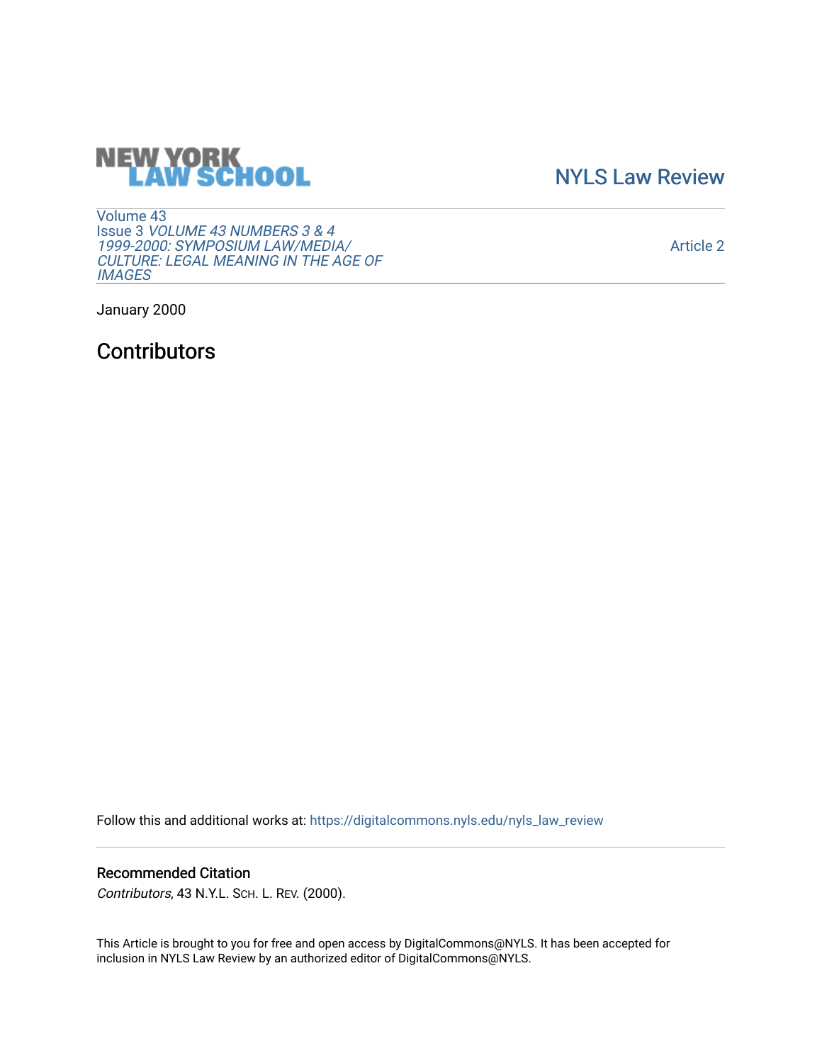NEW YORK LAW SCHOOL

NYLS Law Review

Volume 43
Issue 3 *VOLUME 43 NUMBERS 3 & 4 1999-2000: SYMPOSIUM LAW/MEDIA/CULTURE: LEGAL MEANING IN THE AGE OF IMAGES*

Article 2

January 2000

# Contributors

Follow this and additional works at: https://digitalcommons.nyls.edu/nyls_law_review

### Recommended Citation

*Contributors*, 43 N.Y.L. SCH. L. REV. (2000).

This Article is brought to you for free and open access by DigitalCommons@NYLS. It has been accepted for inclusion in NYLS Law Review by an authorized editor of DigitalCommons@NYLS.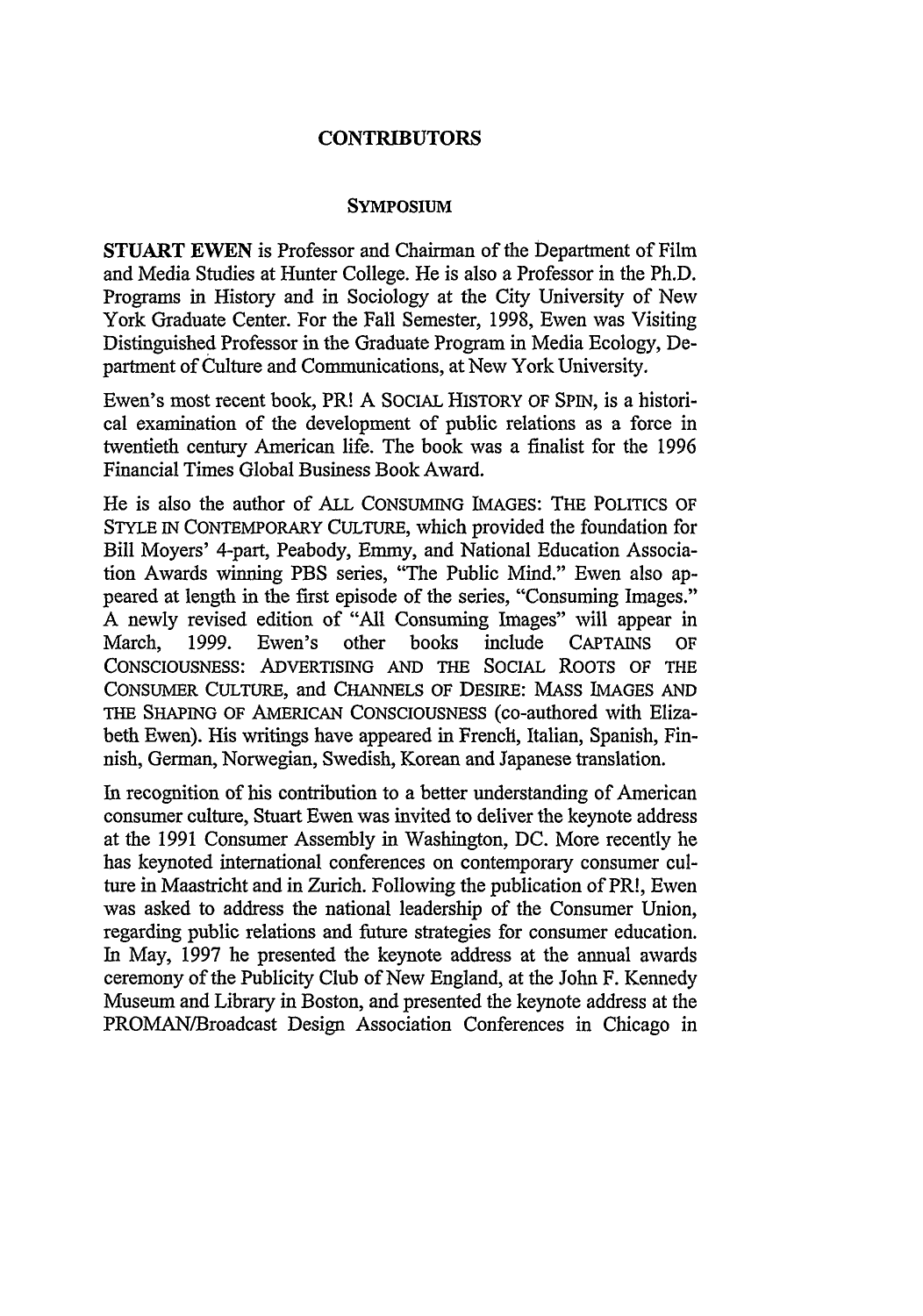## CONTRIBUTORS

### SYMPOSIUM

**STUART EWEN** is Professor and Chairman of the Department of Film and Media Studies at Hunter College. He is also a Professor in the Ph.D. Programs in History and in Sociology at the City University of New York Graduate Center. For the Fall Semester, 1998, Ewen was Visiting Distinguished Professor in the Graduate Program in Media Ecology, Department of Culture and Communications, at New York University.

Ewen's most recent book, PR! A SOCIAL HISTORY OF SPIN, is a historical examination of the development of public relations as a force in twentieth century American life. The book was a finalist for the 1996 Financial Times Global Business Book Award.

He is also the author of ALL CONSUMING IMAGES: THE POLITICS OF STYLE IN CONTEMPORARY CULTURE, which provided the foundation for Bill Moyers' 4-part, Peabody, Emmy, and National Education Association Awards winning PBS series, "The Public Mind." Ewen also appeared at length in the first episode of the series, "Consuming Images." A newly revised edition of "All Consuming Images" will appear in March, 1999. Ewen's other books include CAPTAINS OF CONSCIOUSNESS: ADVERTISING AND THE SOCIAL ROOTS OF THE CONSUMER CULTURE, and CHANNELS OF DESIRE: MASS IMAGES AND THE SHAPING OF AMERICAN CONSCIOUSNESS (co-authored with Elizabeth Ewen). His writings have appeared in French, Italian, Spanish, Finnish, German, Norwegian, Swedish, Korean and Japanese translation.

In recognition of his contribution to a better understanding of American consumer culture, Stuart Ewen was invited to deliver the keynote address at the 1991 Consumer Assembly in Washington, DC. More recently he has keynoted international conferences on contemporary consumer culture in Maastricht and in Zurich. Following the publication of PR!, Ewen was asked to address the national leadership of the Consumer Union, regarding public relations and future strategies for consumer education. In May, 1997 he presented the keynote address at the annual awards ceremony of the Publicity Club of New England, at the John F. Kennedy Museum and Library in Boston, and presented the keynote address at the PROMAN/Broadcast Design Association Conferences in Chicago in